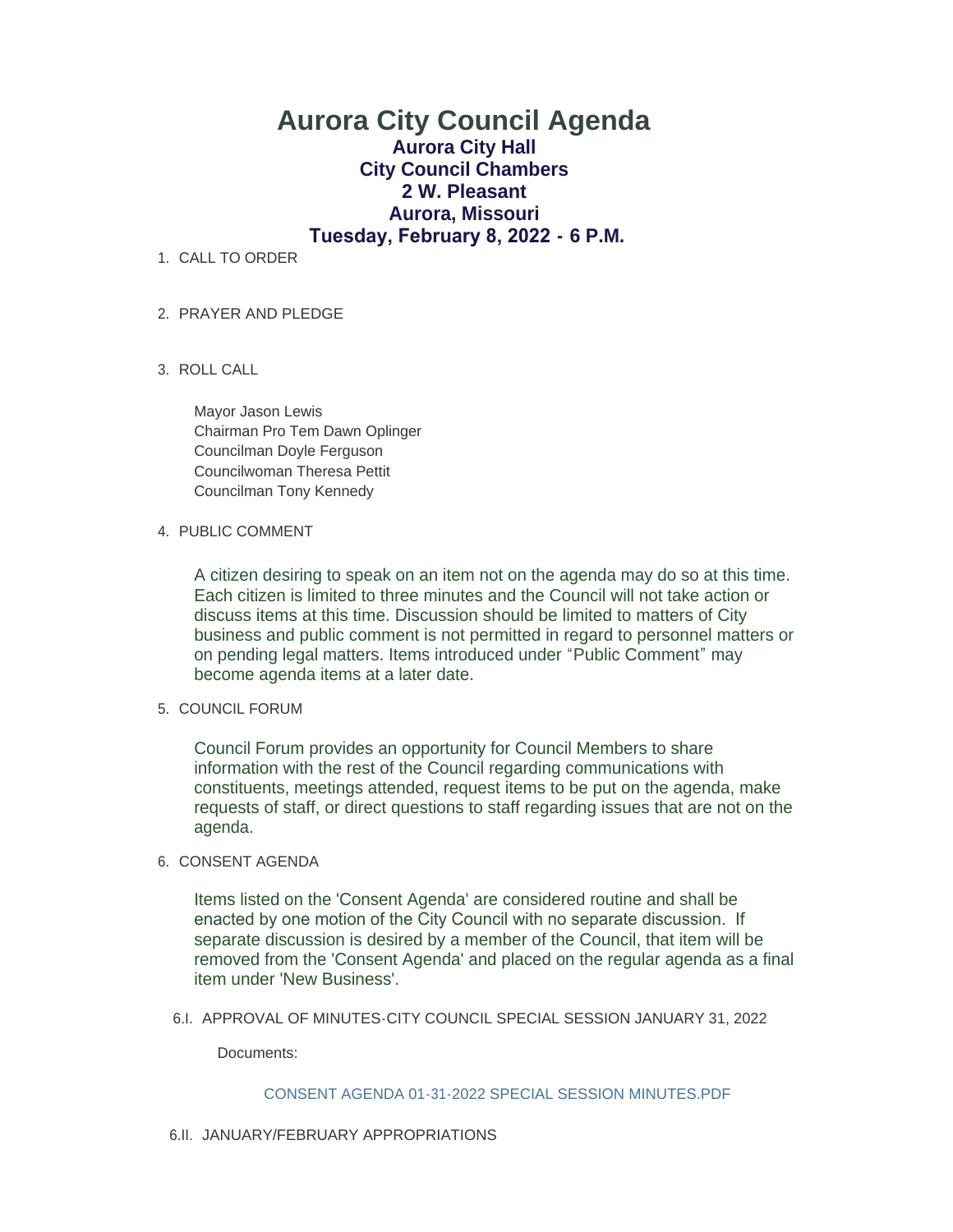# Aurora City Council Agenda

## Aurora City Hall
## City Council Chambers
## 2 W. Pleasant
## Aurora, Missouri
## Tuesday, February 8, 2022 - 6 P.M.

1. CALL TO ORDER

2. PRAYER AND PLEDGE

3. ROLL CALL

   Mayor Jason Lewis
   Chairman Pro Tem Dawn Oplinger
   Councilman Doyle Ferguson
   Councilwoman Theresa Pettit
   Councilman Tony Kennedy

4. PUBLIC COMMENT

   A citizen desiring to speak on an item not on the agenda may do so at this time. Each citizen is limited to three minutes and the Council will not take action or discuss items at this time. Discussion should be limited to matters of City business and public comment is not permitted in regard to personnel matters or on pending legal matters. Items introduced under "Public Comment" may become agenda items at a later date.

5. COUNCIL FORUM

   Council Forum provides an opportunity for Council Members to share information with the rest of the Council regarding communications with constituents, meetings attended, request items to be put on the agenda, make requests of staff, or direct questions to staff regarding issues that are not on the agenda.

6. CONSENT AGENDA

   Items listed on the 'Consent Agenda' are considered routine and shall be enacted by one motion of the City Council with no separate discussion. If separate discussion is desired by a member of the Council, that item will be removed from the 'Consent Agenda' and placed on the regular agenda as a final item under 'New Business'.

   6.I. APPROVAL OF MINUTES-CITY COUNCIL SPECIAL SESSION JANUARY 31, 2022

   Documents:

   CONSENT AGENDA 01-31-2022 SPECIAL SESSION MINUTES.PDF

   6.II. JANUARY/FEBRUARY APPROPRIATIONS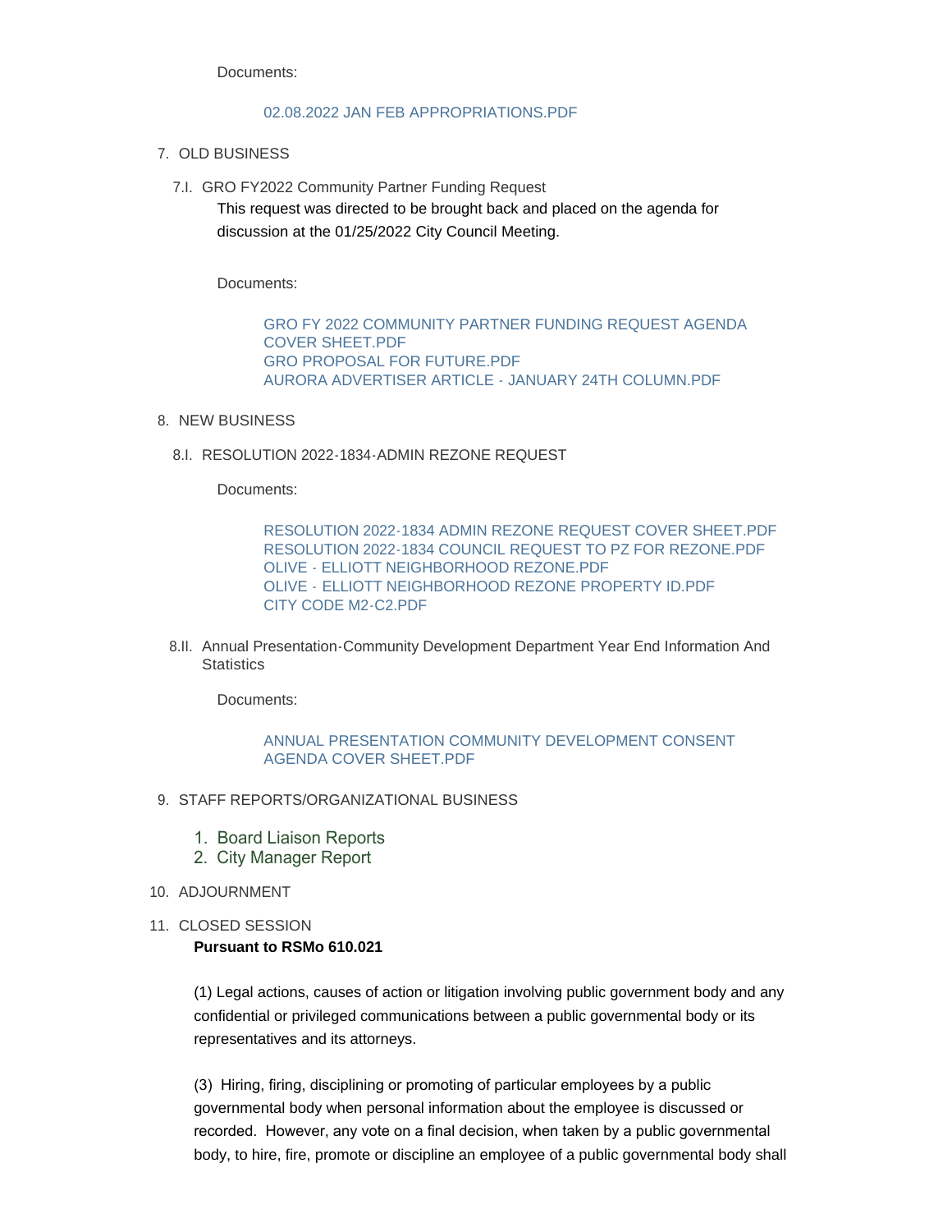Documents:

02.08.2022 JAN FEB APPROPRIATIONS.PDF

7. OLD BUSINESS

   7.I. GRO FY2022 Community Partner Funding Request

   This request was directed to be brought back and placed on the agenda for discussion at the 01/25/2022 City Council Meeting.

   Documents:

   GRO FY 2022 COMMUNITY PARTNER FUNDING REQUEST AGENDA COVER SHEET.PDF
   GRO PROPOSAL FOR FUTURE.PDF
   AURORA ADVERTISER ARTICLE - JANUARY 24TH COLUMN.PDF

8. NEW BUSINESS

   8.I. RESOLUTION 2022-1834-ADMIN REZONE REQUEST

   Documents:

   RESOLUTION 2022-1834 ADMIN REZONE REQUEST COVER SHEET.PDF
   RESOLUTION 2022-1834 COUNCIL REQUEST TO PZ FOR REZONE.PDF
   OLIVE - ELLIOTT NEIGHBORHOOD REZONE.PDF
   OLIVE - ELLIOTT NEIGHBORHOOD REZONE PROPERTY ID.PDF
   CITY CODE M2-C2.PDF

   8.II. Annual Presentation-Community Development Department Year End Information And Statistics

   Documents:

   ANNUAL PRESENTATION COMMUNITY DEVELOPMENT CONSENT AGENDA COVER SHEET.PDF

9. STAFF REPORTS/ORGANIZATIONAL BUSINESS

   1. Board Liaison Reports
   2. City Manager Report

10. ADJOURNMENT

11. CLOSED SESSION

**Pursuant to RSMo 610.021**

(1) Legal actions, causes of action or litigation involving public government body and any confidential or privileged communications between a public governmental body or its representatives and its attorneys.

(3) Hiring, firing, disciplining or promoting of particular employees by a public governmental body when personal information about the employee is discussed or recorded. However, any vote on a final decision, when taken by a public governmental body, to hire, fire, promote or discipline an employee of a public governmental body shall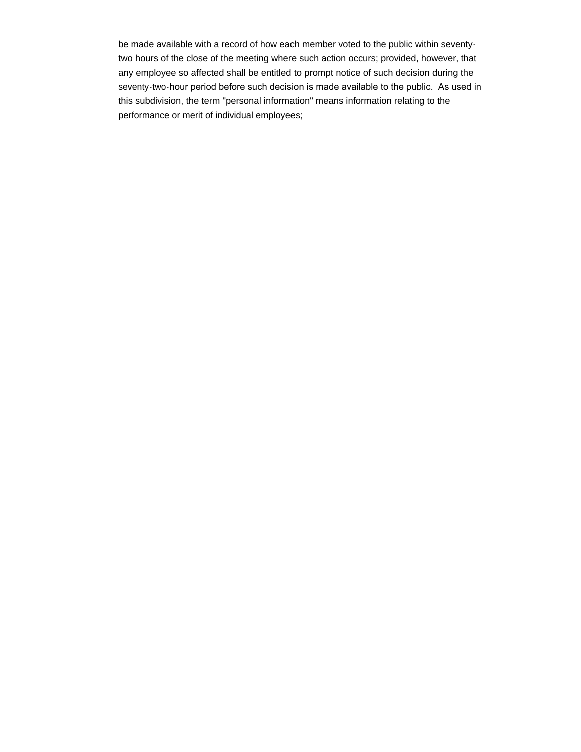be made available with a record of how each member voted to the public within seventy-two hours of the close of the meeting where such action occurs; provided, however, that any employee so affected shall be entitled to prompt notice of such decision during the seventy-two-hour period before such decision is made available to the public. As used in this subdivision, the term "personal information" means information relating to the performance or merit of individual employees;